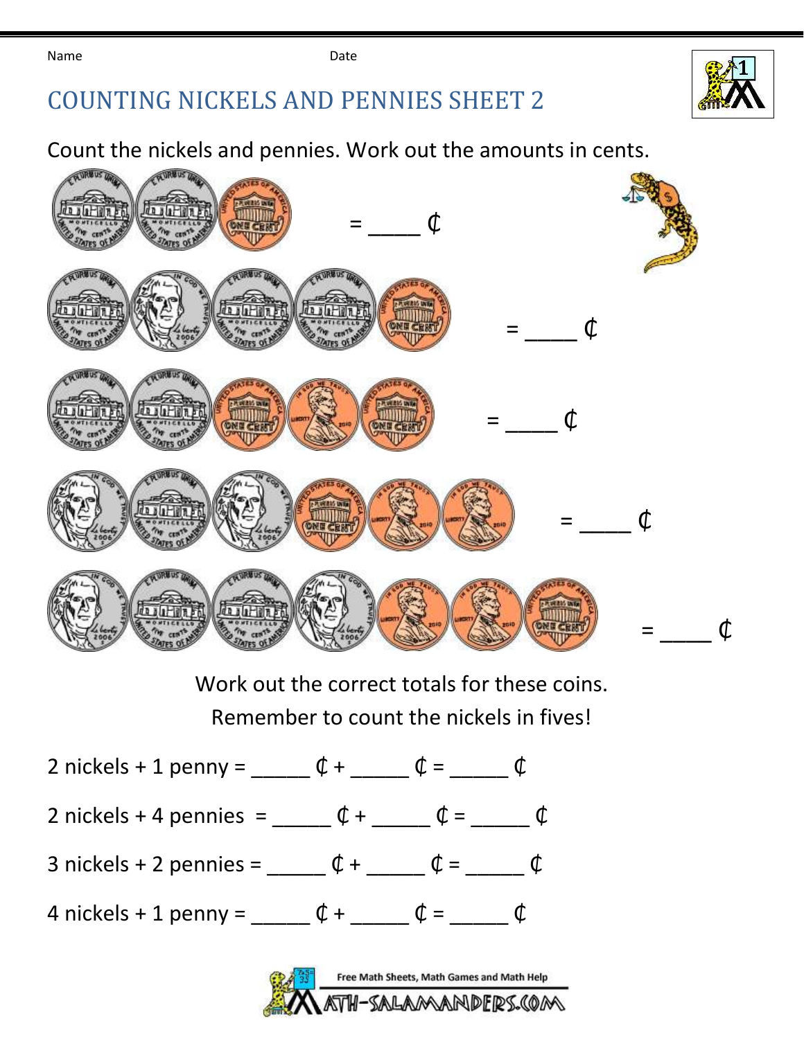Name Date

# COUNTING NICKELS AND PENNIES SHEET 2

Count the nickels and pennies. Work out the amounts in cents.

= _____ ¢

= _____ ¢

= _____ ¢

= _____ ¢

= _____ ¢

Work out the correct totals for these coins.

Remember to count the nickels in fives!

2 nickels + 1 penny = _____ ¢ + _____ ¢ = _____ ¢

2 nickels + 4 pennies = _____ ¢ + _____ ¢ = _____ ¢

3 nickels + 2 pennies = _____ ¢ + _____ ¢ = _____ ¢

4 nickels + 1 penny = _____ ¢ + _____ ¢ = _____ ¢

Free Math Sheets, Math Games and Math Help

MATH-SALAMANDERS.COM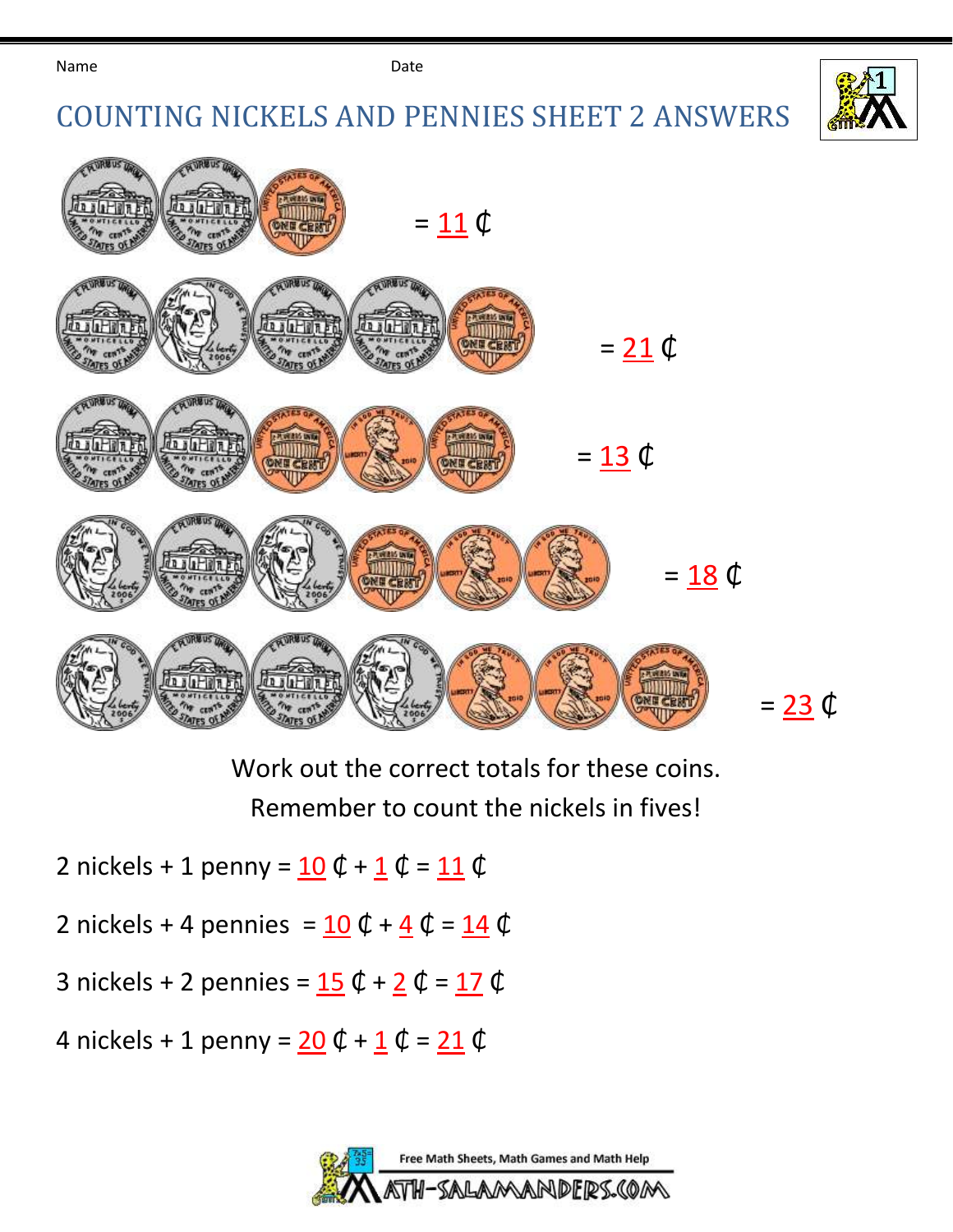Name Date

# COUNTING NICKELS AND PENNIES SHEET 2 ANSWERS

= 11 ¢

= 21 ¢

= 13 ¢

= 18 ¢

= 23 ¢

Work out the correct totals for these coins.

Remember to count the nickels in fives!

2 nickels + 1 penny = 10 ¢ + 1 ¢ = 11 ¢

2 nickels + 4 pennies = 10 ¢ + 4 ¢ = 14 ¢

3 nickels + 2 pennies = 15 ¢ + 2 ¢ = 17 ¢

4 nickels + 1 penny = 20 ¢ + 1 ¢ = 21 ¢

Free Math Sheets, Math Games and Math Help

MATH-SALAMANDERS.COM